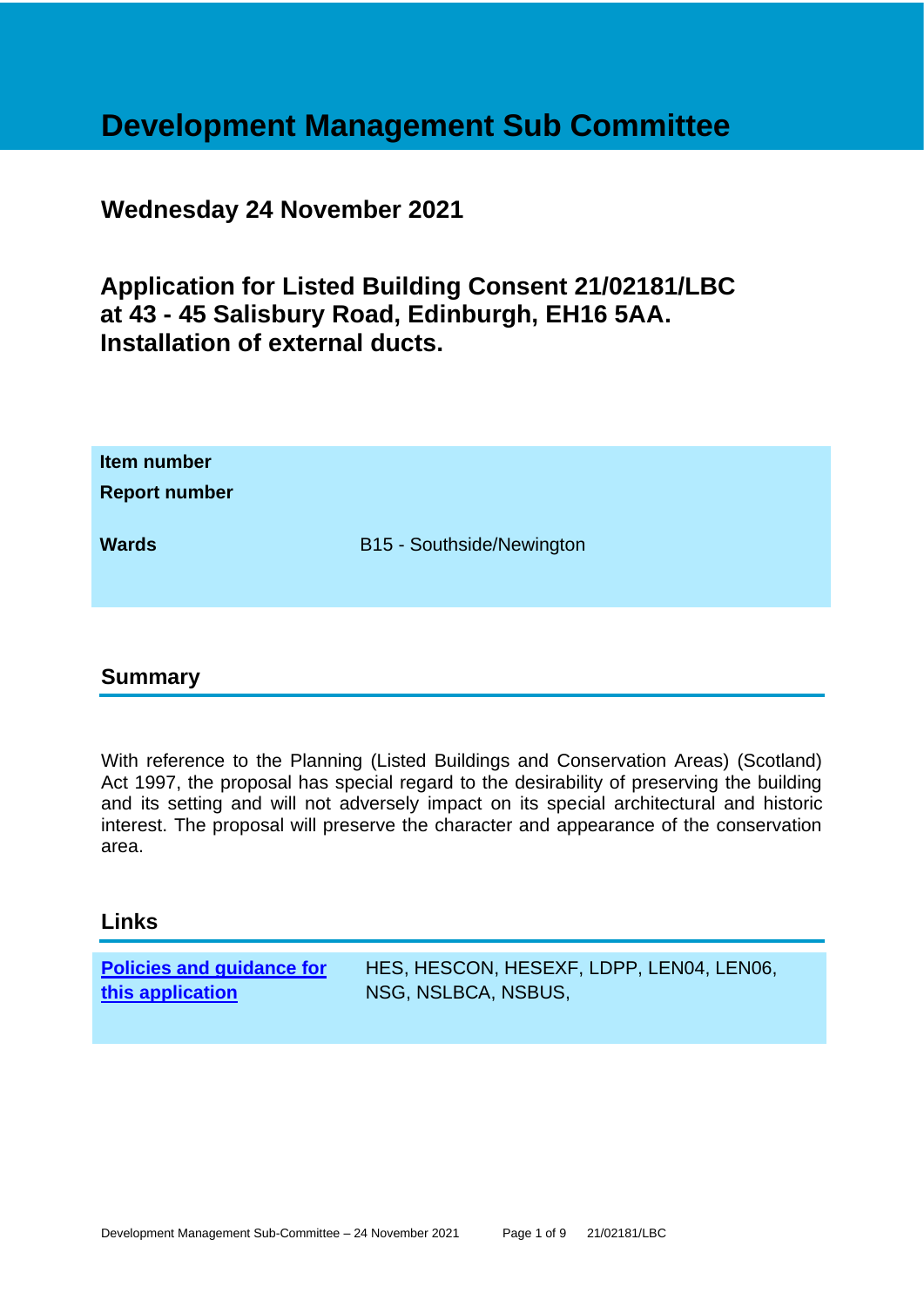# Development Management Sub Committee

## Wednesday 24 November 2021

## Application for Listed Building Consent 21/02181/LBC at 43 - 45 Salisbury Road, Edinburgh, EH16 5AA. Installation of external ducts.

| | |
|---|---|
| **Item number** | |
| **Report number** | |
| **Wards** | B15 - Southside/Newington |

## Summary

With reference to the Planning (Listed Buildings and Conservation Areas) (Scotland) Act 1997, the proposal has special regard to the desirability of preserving the building and its setting and will not adversely impact on its special architectural and historic interest. The proposal will preserve the character and appearance of the conservation area.

## Links

| | |
|---|---|
| **Policies and guidance for this application** | HES, HESCON, HESEXF, LDPP, LEN04, LEN06, NSG, NSLBCA, NSBUS, |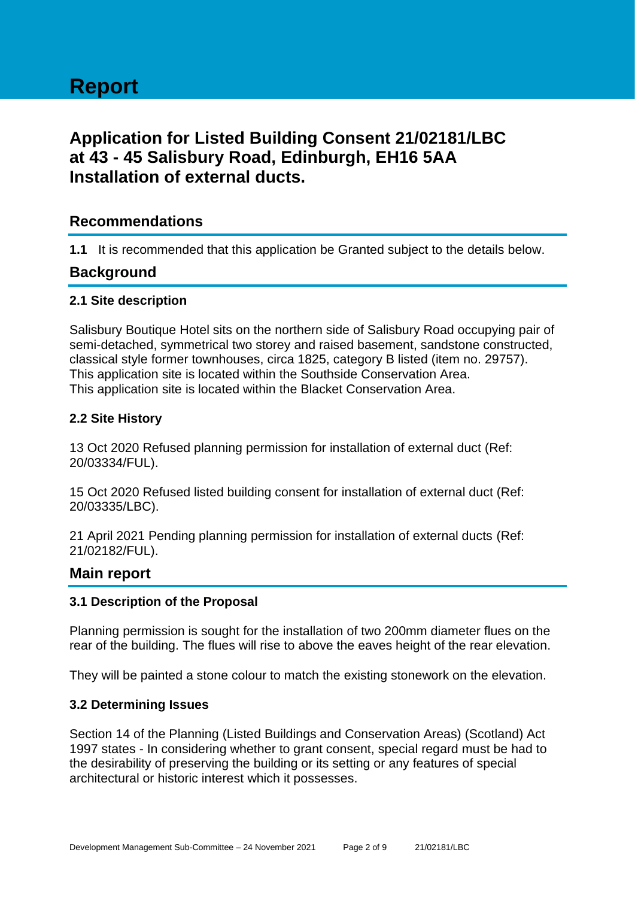# Report

## Application for Listed Building Consent 21/02181/LBC at 43 - 45 Salisbury Road, Edinburgh, EH16 5AA Installation of external ducts.

## Recommendations

**1.1** It is recommended that this application be Granted subject to the details below.

## Background

### 2.1 Site description

Salisbury Boutique Hotel sits on the northern side of Salisbury Road occupying pair of semi-detached, symmetrical two storey and raised basement, sandstone constructed, classical style former townhouses, circa 1825, category B listed (item no. 29757). This application site is located within the Southside Conservation Area.
This application site is located within the Blacket Conservation Area.

### 2.2 Site History

13 Oct 2020 Refused planning permission for installation of external duct (Ref: 20/03334/FUL).

15 Oct 2020 Refused listed building consent for installation of external duct (Ref: 20/03335/LBC).

21 April 2021 Pending planning permission for installation of external ducts (Ref: 21/02182/FUL).

## Main report

### 3.1 Description of the Proposal

Planning permission is sought for the installation of two 200mm diameter flues on the rear of the building. The flues will rise to above the eaves height of the rear elevation.

They will be painted a stone colour to match the existing stonework on the elevation.

### 3.2 Determining Issues

Section 14 of the Planning (Listed Buildings and Conservation Areas) (Scotland) Act 1997 states - In considering whether to grant consent, special regard must be had to the desirability of preserving the building or its setting or any features of special architectural or historic interest which it possesses.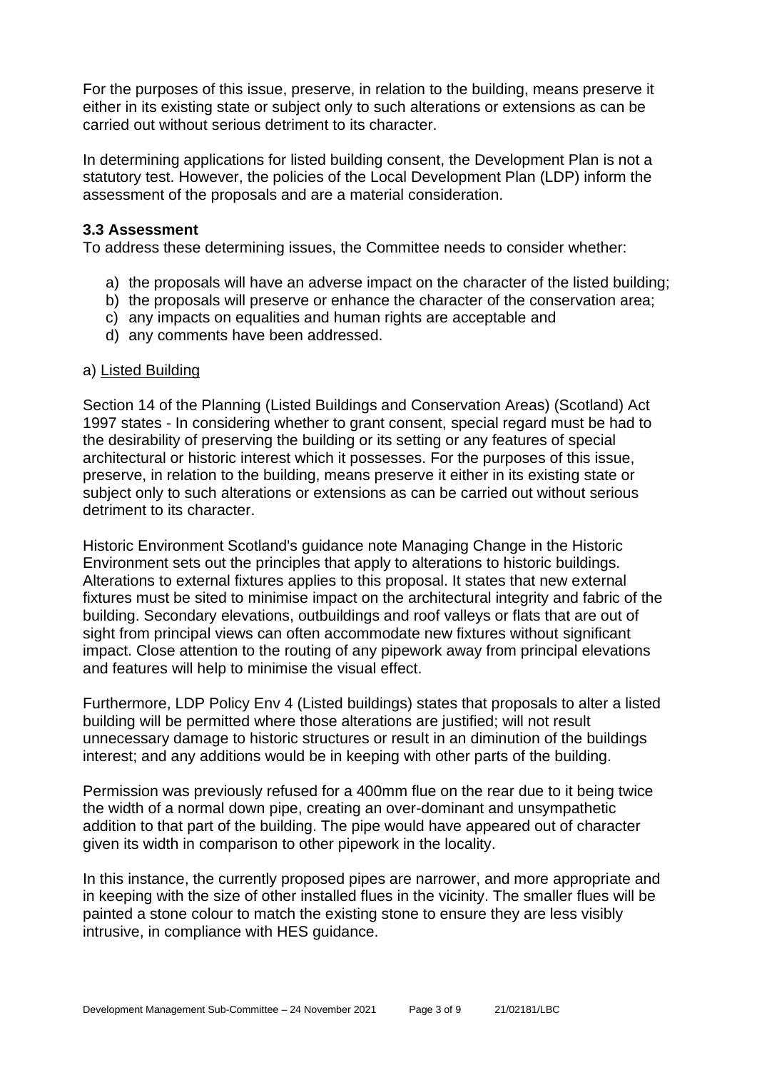For the purposes of this issue, preserve, in relation to the building, means preserve it either in its existing state or subject only to such alterations or extensions as can be carried out without serious detriment to its character.

In determining applications for listed building consent, the Development Plan is not a statutory test. However, the policies of the Local Development Plan (LDP) inform the assessment of the proposals and are a material consideration.

### 3.3 Assessment

To address these determining issues, the Committee needs to consider whether:

a) the proposals will have an adverse impact on the character of the listed building;
b) the proposals will preserve or enhance the character of the conservation area;
c) any impacts on equalities and human rights are acceptable and
d) any comments have been addressed.

a) Listed Building

Section 14 of the Planning (Listed Buildings and Conservation Areas) (Scotland) Act 1997 states - In considering whether to grant consent, special regard must be had to the desirability of preserving the building or its setting or any features of special architectural or historic interest which it possesses. For the purposes of this issue, preserve, in relation to the building, means preserve it either in its existing state or subject only to such alterations or extensions as can be carried out without serious detriment to its character.

Historic Environment Scotland's guidance note Managing Change in the Historic Environment sets out the principles that apply to alterations to historic buildings. Alterations to external fixtures applies to this proposal. It states that new external fixtures must be sited to minimise impact on the architectural integrity and fabric of the building. Secondary elevations, outbuildings and roof valleys or flats that are out of sight from principal views can often accommodate new fixtures without significant impact. Close attention to the routing of any pipework away from principal elevations and features will help to minimise the visual effect.

Furthermore, LDP Policy Env 4 (Listed buildings) states that proposals to alter a listed building will be permitted where those alterations are justified; will not result unnecessary damage to historic structures or result in an diminution of the buildings interest; and any additions would be in keeping with other parts of the building.

Permission was previously refused for a 400mm flue on the rear due to it being twice the width of a normal down pipe, creating an over-dominant and unsympathetic addition to that part of the building. The pipe would have appeared out of character given its width in comparison to other pipework in the locality.

In this instance, the currently proposed pipes are narrower, and more appropriate and in keeping with the size of other installed flues in the vicinity. The smaller flues will be painted a stone colour to match the existing stone to ensure they are less visibly intrusive, in compliance with HES guidance.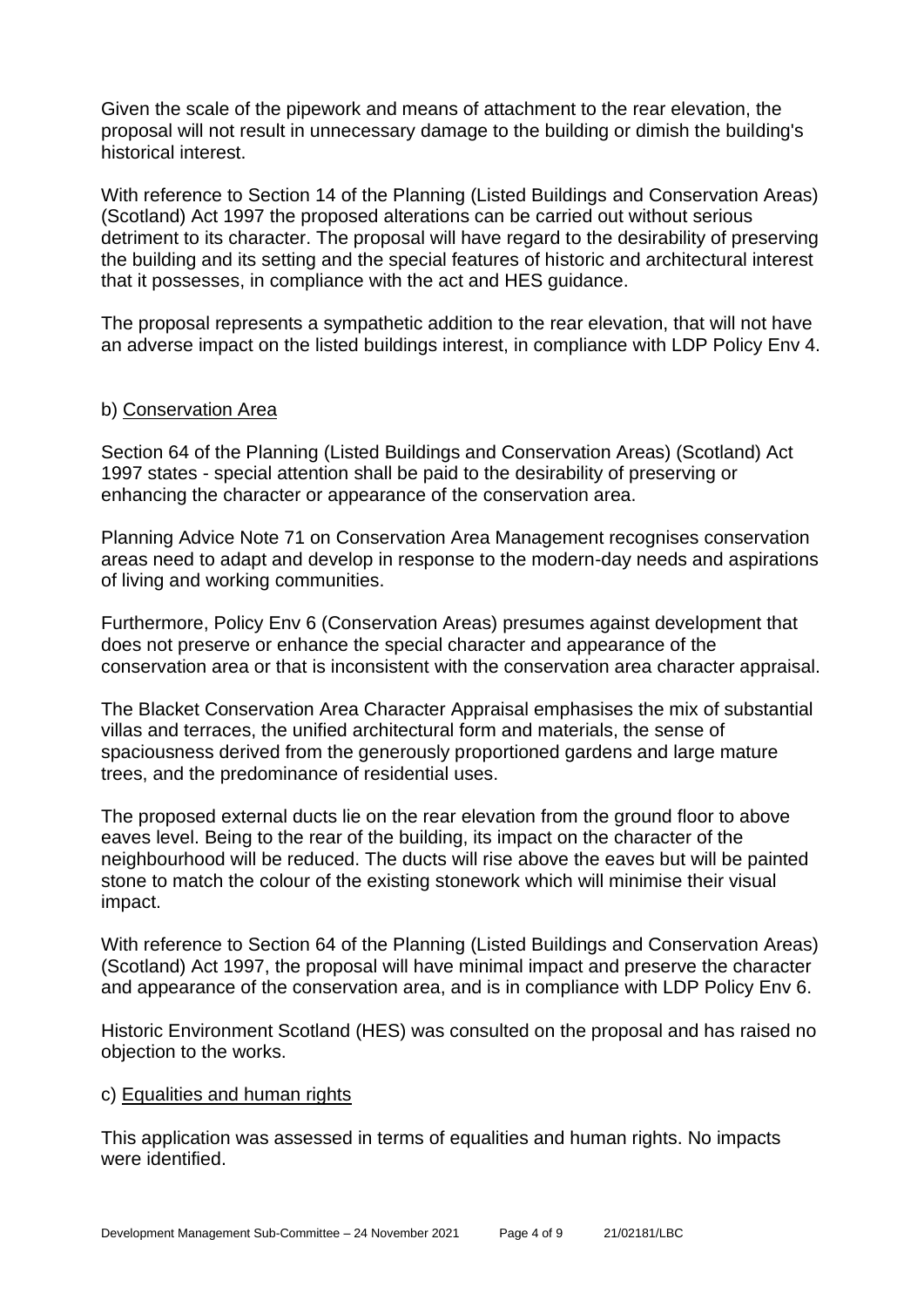Given the scale of the pipework and means of attachment to the rear elevation, the proposal will not result in unnecessary damage to the building or dimish the building's historical interest.

With reference to Section 14 of the Planning (Listed Buildings and Conservation Areas) (Scotland) Act 1997 the proposed alterations can be carried out without serious detriment to its character. The proposal will have regard to the desirability of preserving the building and its setting and the special features of historic and architectural interest that it possesses, in compliance with the act and HES guidance.

The proposal represents a sympathetic addition to the rear elevation, that will not have an adverse impact on the listed buildings interest, in compliance with LDP Policy Env 4.

b) Conservation Area

Section 64 of the Planning (Listed Buildings and Conservation Areas) (Scotland) Act 1997 states - special attention shall be paid to the desirability of preserving or enhancing the character or appearance of the conservation area.

Planning Advice Note 71 on Conservation Area Management recognises conservation areas need to adapt and develop in response to the modern-day needs and aspirations of living and working communities.

Furthermore, Policy Env 6 (Conservation Areas) presumes against development that does not preserve or enhance the special character and appearance of the conservation area or that is inconsistent with the conservation area character appraisal.

The Blacket Conservation Area Character Appraisal emphasises the mix of substantial villas and terraces, the unified architectural form and materials, the sense of spaciousness derived from the generously proportioned gardens and large mature trees, and the predominance of residential uses.

The proposed external ducts lie on the rear elevation from the ground floor to above eaves level. Being to the rear of the building, its impact on the character of the neighbourhood will be reduced. The ducts will rise above the eaves but will be painted stone to match the colour of the existing stonework which will minimise their visual impact.

With reference to Section 64 of the Planning (Listed Buildings and Conservation Areas) (Scotland) Act 1997, the proposal will have minimal impact and preserve the character and appearance of the conservation area, and is in compliance with LDP Policy Env 6.

Historic Environment Scotland (HES) was consulted on the proposal and has raised no objection to the works.

c) Equalities and human rights

This application was assessed in terms of equalities and human rights. No impacts were identified.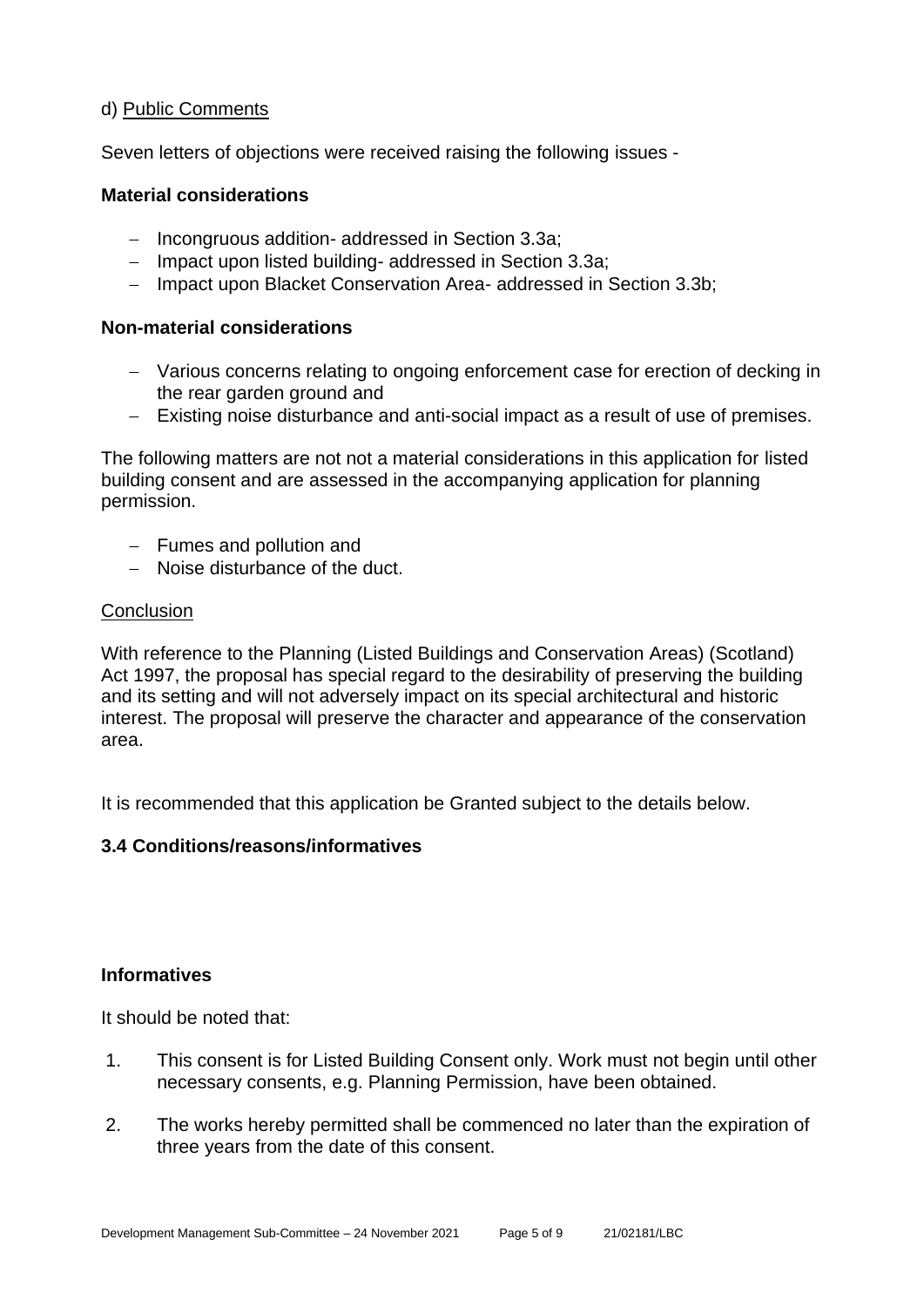d) Public Comments

Seven letters of objections were received raising the following issues -

**Material considerations**

- Incongruous addition- addressed in Section 3.3a;
- Impact upon listed building- addressed in Section 3.3a;
- Impact upon Blacket Conservation Area- addressed in Section 3.3b;

**Non-material considerations**

- Various concerns relating to ongoing enforcement case for erection of decking in the rear garden ground and
- Existing noise disturbance and anti-social impact as a result of use of premises.

The following matters are not not a material considerations in this application for listed building consent and are assessed in the accompanying application for planning permission.

- Fumes and pollution and
- Noise disturbance of the duct.

Conclusion

With reference to the Planning (Listed Buildings and Conservation Areas) (Scotland) Act 1997, the proposal has special regard to the desirability of preserving the building and its setting and will not adversely impact on its special architectural and historic interest. The proposal will preserve the character and appearance of the conservation area.

It is recommended that this application be Granted subject to the details below.

### 3.4 Conditions/reasons/informatives

**Informatives**

It should be noted that:

1. This consent is for Listed Building Consent only. Work must not begin until other necessary consents, e.g. Planning Permission, have been obtained.
2. The works hereby permitted shall be commenced no later than the expiration of three years from the date of this consent.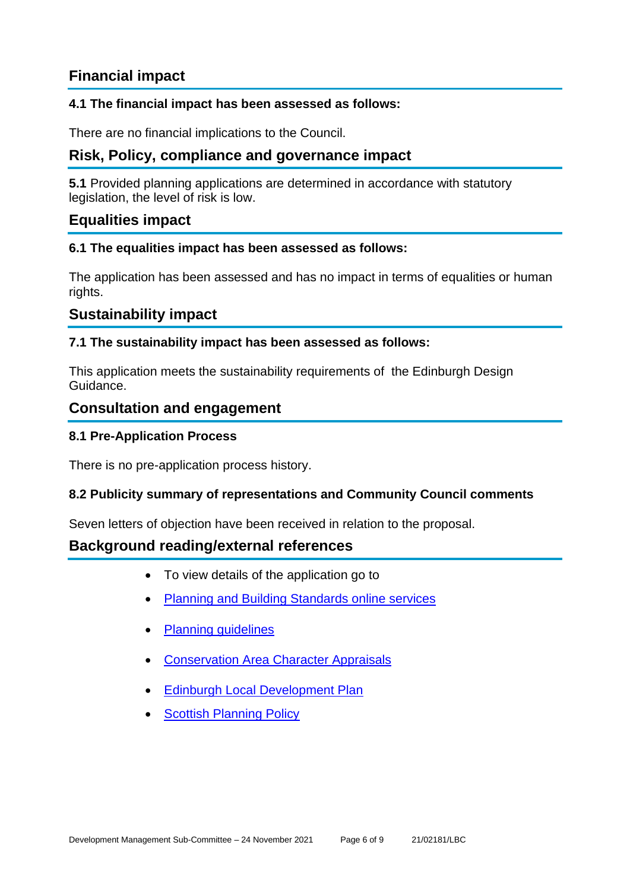## Financial impact

### 4.1 The financial impact has been assessed as follows:

There are no financial implications to the Council.

## Risk, Policy, compliance and governance impact

**5.1** Provided planning applications are determined in accordance with statutory legislation, the level of risk is low.

## Equalities impact

### 6.1 The equalities impact has been assessed as follows:

The application has been assessed and has no impact in terms of equalities or human rights.

## Sustainability impact

### 7.1 The sustainability impact has been assessed as follows:

This application meets the sustainability requirements of the Edinburgh Design Guidance.

## Consultation and engagement

### 8.1 Pre-Application Process

There is no pre-application process history.

### 8.2 Publicity summary of representations and Community Council comments

Seven letters of objection have been received in relation to the proposal.

## Background reading/external references

- To view details of the application go to
- Planning and Building Standards online services
- Planning guidelines
- Conservation Area Character Appraisals
- Edinburgh Local Development Plan
- Scottish Planning Policy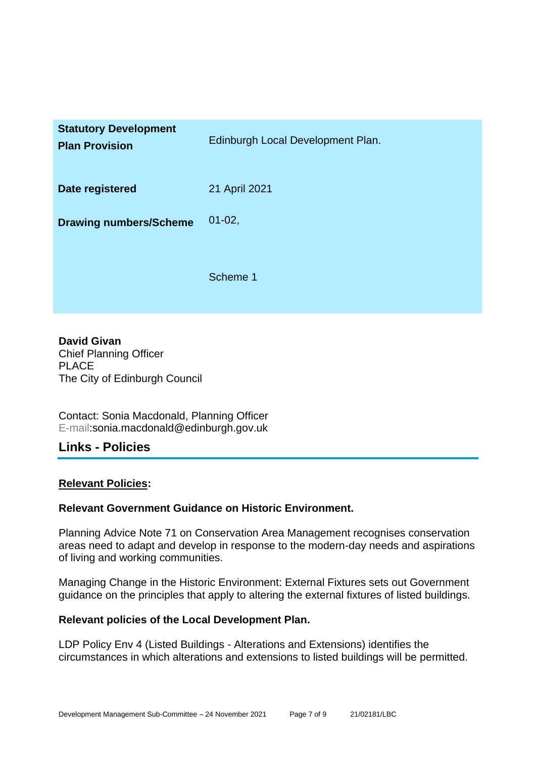| | |
|---|---|
| **Statutory Development Plan Provision** | Edinburgh Local Development Plan. |
| **Date registered** | 21 April 2021 |
| **Drawing numbers/Scheme** | 01-02,<br><br>Scheme 1 |

**David Givan**
Chief Planning Officer
PLACE
The City of Edinburgh Council

Contact: Sonia Macdonald, Planning Officer
E-mail:sonia.macdonald@edinburgh.gov.uk

## Links - Policies

**Relevant Policies:**

**Relevant Government Guidance on Historic Environment.**

Planning Advice Note 71 on Conservation Area Management recognises conservation areas need to adapt and develop in response to the modern-day needs and aspirations of living and working communities.

Managing Change in the Historic Environment: External Fixtures sets out Government guidance on the principles that apply to altering the external fixtures of listed buildings.

**Relevant policies of the Local Development Plan.**

LDP Policy Env 4 (Listed Buildings - Alterations and Extensions) identifies the circumstances in which alterations and extensions to listed buildings will be permitted.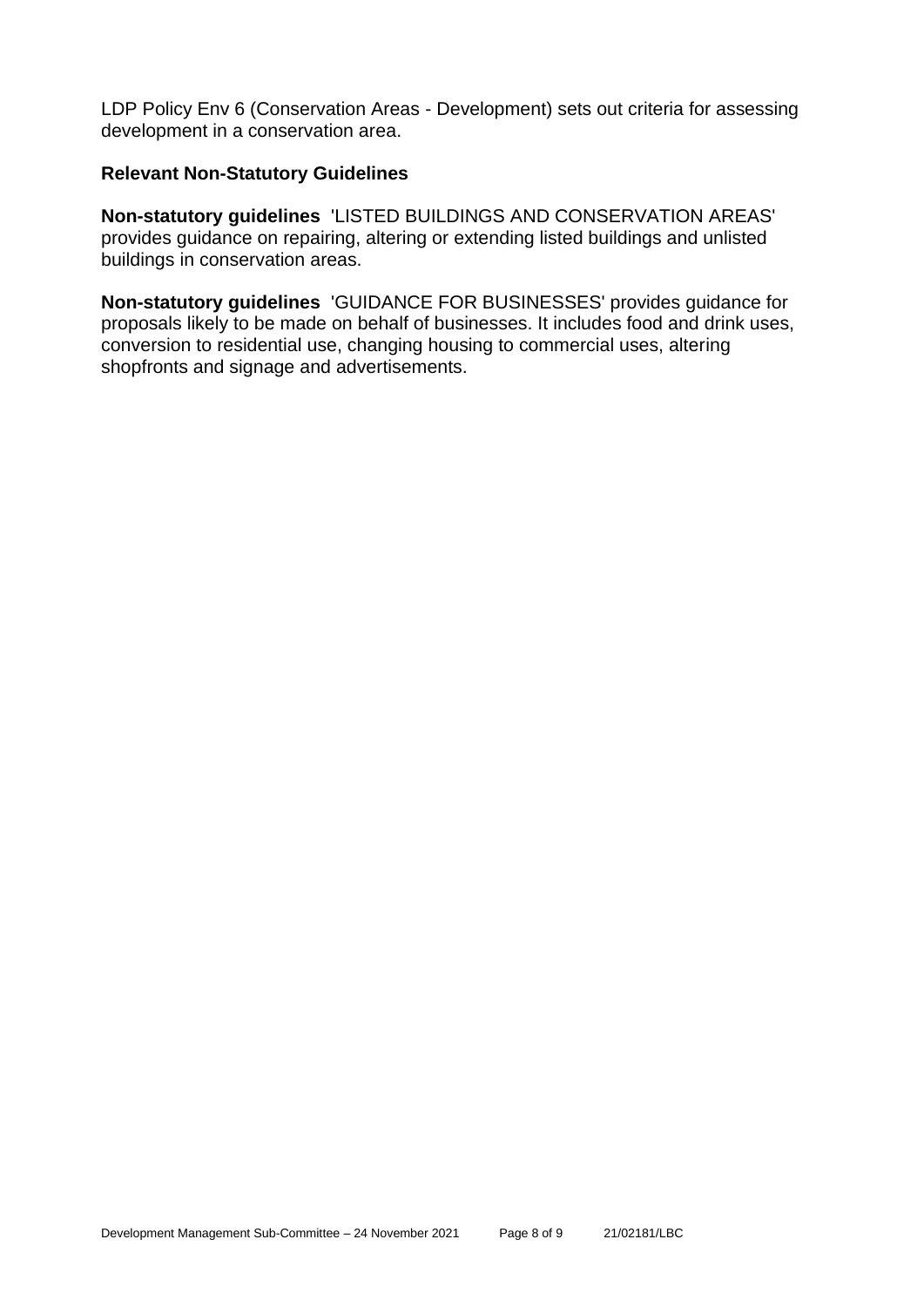LDP Policy Env 6 (Conservation Areas - Development) sets out criteria for assessing development in a conservation area.

**Relevant Non-Statutory Guidelines**

**Non-statutory guidelines** 'LISTED BUILDINGS AND CONSERVATION AREAS' provides guidance on repairing, altering or extending listed buildings and unlisted buildings in conservation areas.

**Non-statutory guidelines** 'GUIDANCE FOR BUSINESSES' provides guidance for proposals likely to be made on behalf of businesses. It includes food and drink uses, conversion to residential use, changing housing to commercial uses, altering shopfronts and signage and advertisements.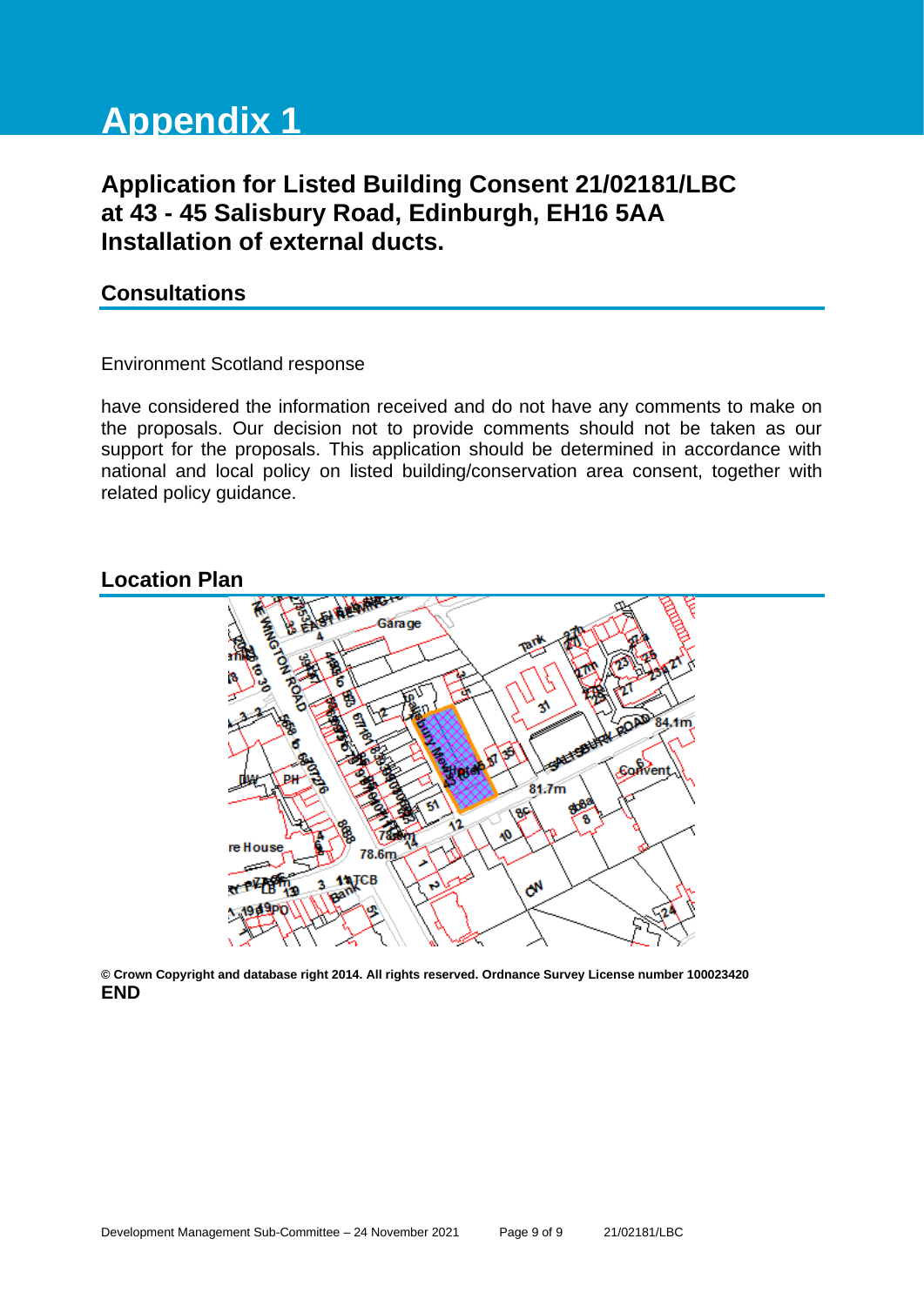# Appendix 1

## Application for Listed Building Consent 21/02181/LBC at 43 - 45 Salisbury Road, Edinburgh, EH16 5AA Installation of external ducts.

### Consultations

Environment Scotland response

have considered the information received and do not have any comments to make on the proposals. Our decision not to provide comments should not be taken as our support for the proposals. This application should be determined in accordance with national and local policy on listed building/conservation area consent, together with related policy guidance.

### Location Plan

**© Crown Copyright and database right 2014. All rights reserved. Ordnance Survey License number 100023420**

**END**